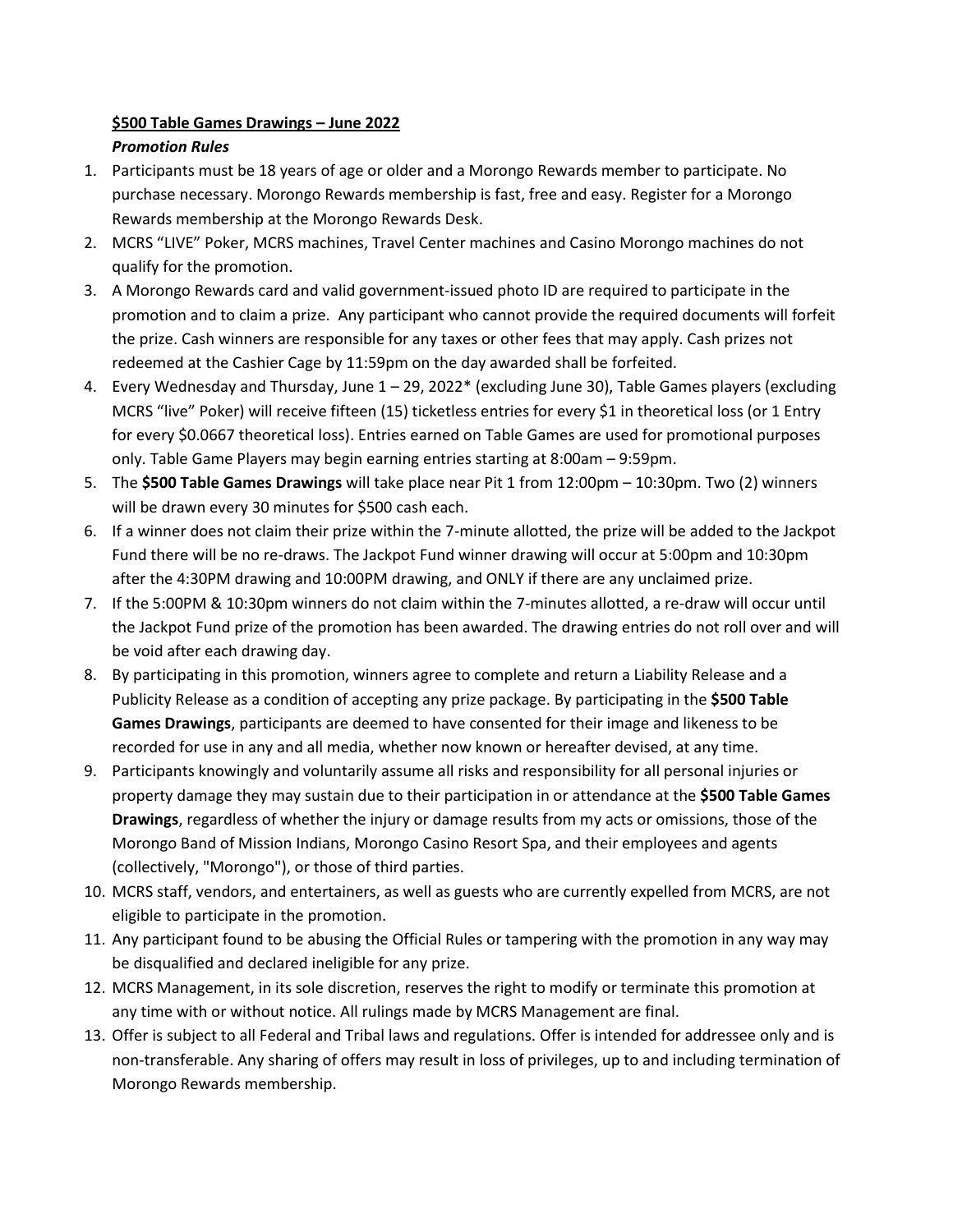**$500 Table Games Drawings – June 2022**

***Promotion Rules***

1. Participants must be 18 years of age or older and a Morongo Rewards member to participate. No purchase necessary. Morongo Rewards membership is fast, free and easy. Register for a Morongo Rewards membership at the Morongo Rewards Desk.
2. MCRS "LIVE" Poker, MCRS machines, Travel Center machines and Casino Morongo machines do not qualify for the promotion.
3. A Morongo Rewards card and valid government-issued photo ID are required to participate in the promotion and to claim a prize. Any participant who cannot provide the required documents will forfeit the prize. Cash winners are responsible for any taxes or other fees that may apply. Cash prizes not redeemed at the Cashier Cage by 11:59pm on the day awarded shall be forfeited.
4. Every Wednesday and Thursday, June 1 – 29, 2022* (excluding June 30), Table Games players (excluding MCRS "live" Poker) will receive fifteen (15) ticketless entries for every $1 in theoretical loss (or 1 Entry for every $0.0667 theoretical loss). Entries earned on Table Games are used for promotional purposes only. Table Game Players may begin earning entries starting at 8:00am – 9:59pm.
5. The **$500 Table Games Drawings** will take place near Pit 1 from 12:00pm – 10:30pm. Two (2) winners will be drawn every 30 minutes for $500 cash each.
6. If a winner does not claim their prize within the 7-minute allotted, the prize will be added to the Jackpot Fund there will be no re-draws. The Jackpot Fund winner drawing will occur at 5:00pm and 10:30pm after the 4:30PM drawing and 10:00PM drawing, and ONLY if there are any unclaimed prize.
7. If the 5:00PM & 10:30pm winners do not claim within the 7-minutes allotted, a re-draw will occur until the Jackpot Fund prize of the promotion has been awarded. The drawing entries do not roll over and will be void after each drawing day.
8. By participating in this promotion, winners agree to complete and return a Liability Release and a Publicity Release as a condition of accepting any prize package. By participating in the **$500 Table Games Drawings**, participants are deemed to have consented for their image and likeness to be recorded for use in any and all media, whether now known or hereafter devised, at any time.
9. Participants knowingly and voluntarily assume all risks and responsibility for all personal injuries or property damage they may sustain due to their participation in or attendance at the **$500 Table Games Drawings**, regardless of whether the injury or damage results from my acts or omissions, those of the Morongo Band of Mission Indians, Morongo Casino Resort Spa, and their employees and agents (collectively, "Morongo"), or those of third parties.
10. MCRS staff, vendors, and entertainers, as well as guests who are currently expelled from MCRS, are not eligible to participate in the promotion.
11. Any participant found to be abusing the Official Rules or tampering with the promotion in any way may be disqualified and declared ineligible for any prize.
12. MCRS Management, in its sole discretion, reserves the right to modify or terminate this promotion at any time with or without notice. All rulings made by MCRS Management are final.
13. Offer is subject to all Federal and Tribal laws and regulations. Offer is intended for addressee only and is non-transferable. Any sharing of offers may result in loss of privileges, up to and including termination of Morongo Rewards membership.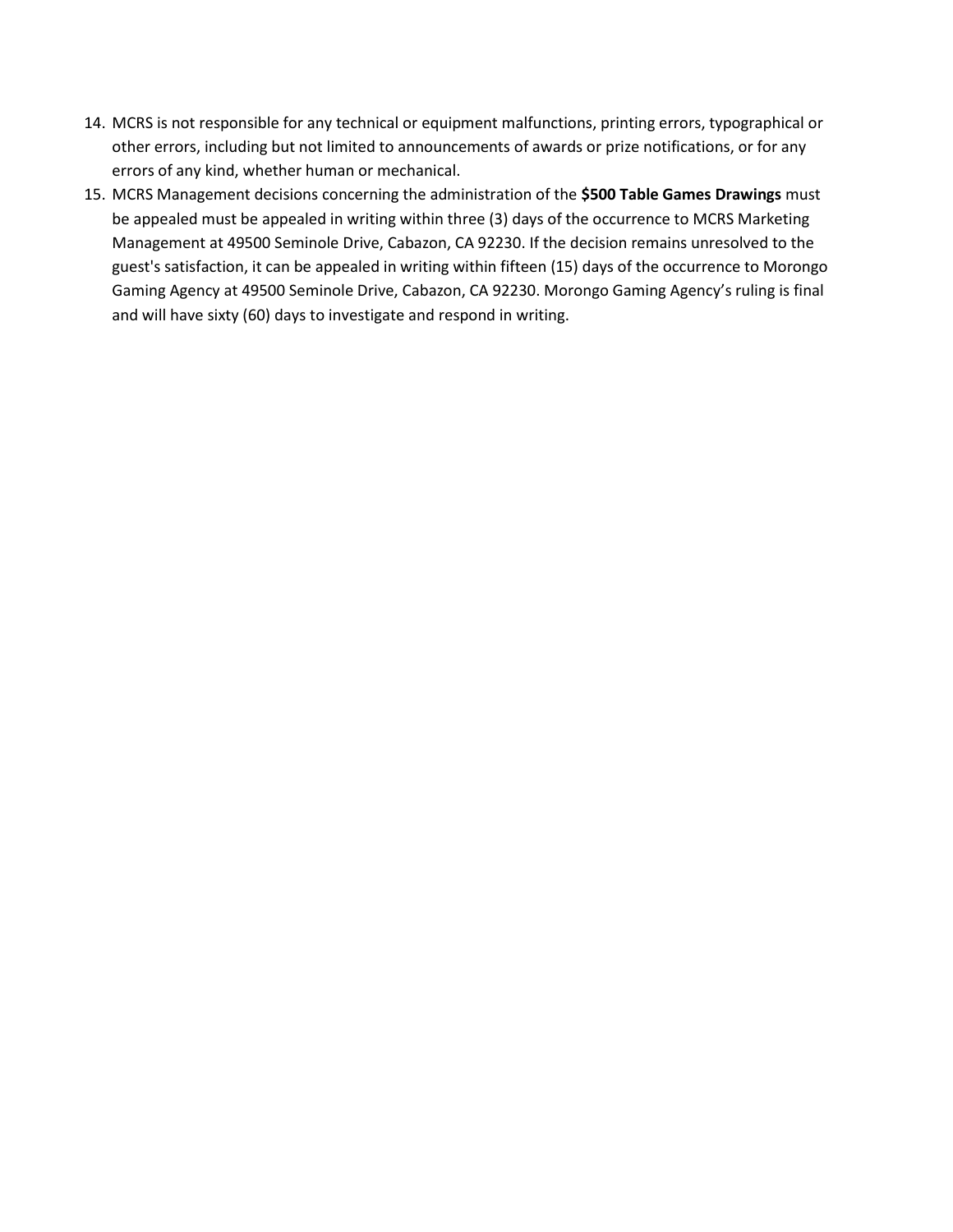14. MCRS is not responsible for any technical or equipment malfunctions, printing errors, typographical or other errors, including but not limited to announcements of awards or prize notifications, or for any errors of any kind, whether human or mechanical.
15. MCRS Management decisions concerning the administration of the **$500 Table Games Drawings** must be appealed must be appealed in writing within three (3) days of the occurrence to MCRS Marketing Management at 49500 Seminole Drive, Cabazon, CA 92230. If the decision remains unresolved to the guest's satisfaction, it can be appealed in writing within fifteen (15) days of the occurrence to Morongo Gaming Agency at 49500 Seminole Drive, Cabazon, CA 92230. Morongo Gaming Agency's ruling is final and will have sixty (60) days to investigate and respond in writing.